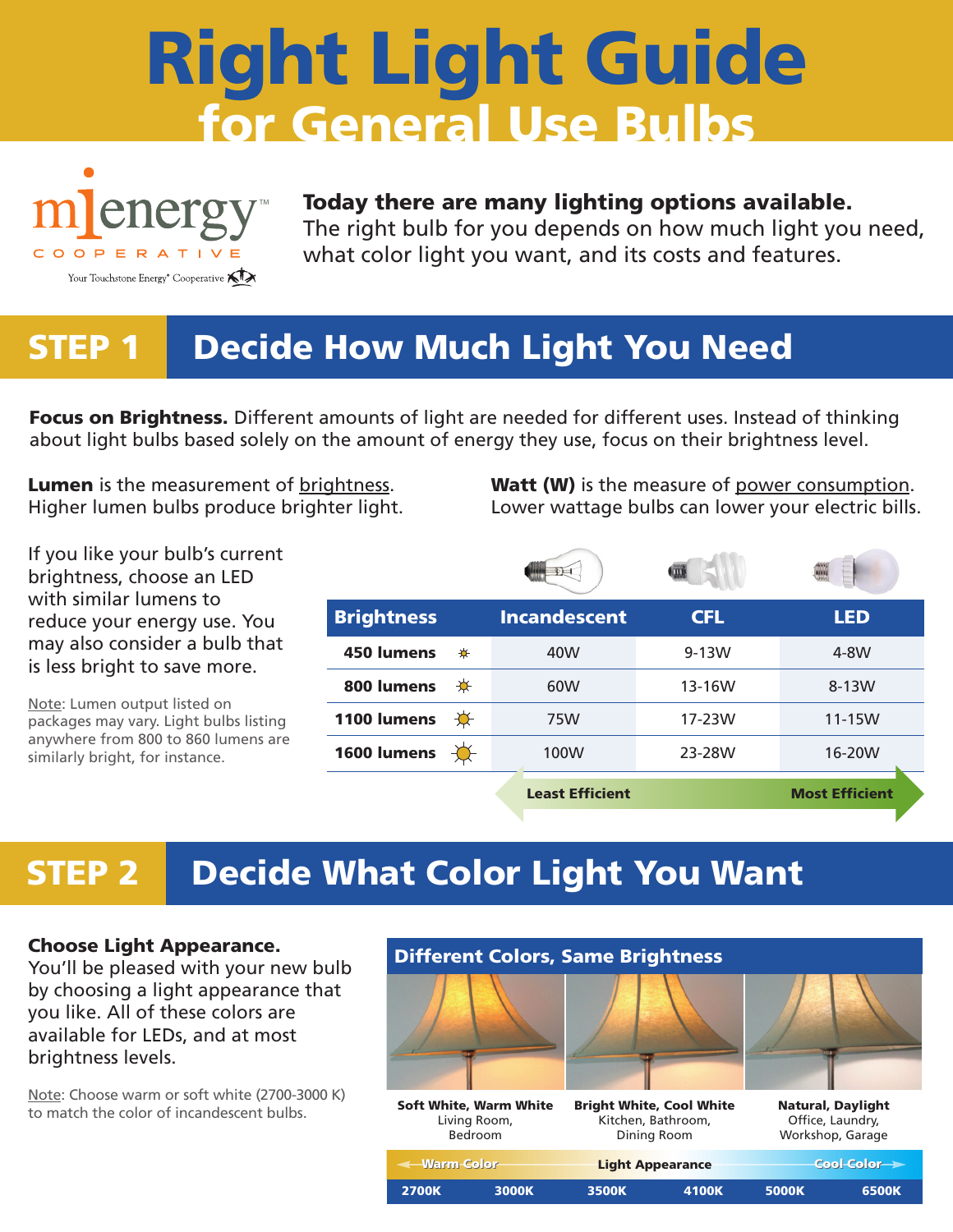# Right Light Guide for General Use Bulbs

mienergy COOPERATIVE

Your Touchstone Energy® Cooperative

**Today there are many lighting options available.**
The right bulb for you depends on how much light you need, what color light you want, and its costs and features.

## STEP 1 Decide How Much Light You Need

**Focus on Brightness.** Different amounts of light are needed for different uses. Instead of thinking about light bulbs based solely on the amount of energy they use, focus on their brightness level.

**Lumen** is the measurement of brightness. Higher lumen bulbs produce brighter light.

**Watt (W)** is the measure of power consumption. Lower wattage bulbs can lower your electric bills.

If you like your bulb's current brightness, choose an LED with similar lumens to reduce your energy use. You may also consider a bulb that is less bright to save more.

Note: Lumen output listed on packages may vary. Light bulbs listing anywhere from 800 to 860 lumens are similarly bright, for instance.

| Brightness | Incandescent | CFL | LED |
|---|---|---|---|
| 450 lumens | 40W | 9-13W | 4-8W |
| 800 lumens | 60W | 13-16W | 8-13W |
| 1100 lumens | 75W | 17-23W | 11-15W |
| 1600 lumens | 100W | 23-28W | 16-20W |

Least Efficient ← → Most Efficient

## STEP 2 Decide What Color Light You Want

**Choose Light Appearance.**
You'll be pleased with your new bulb by choosing a light appearance that you like. All of these colors are available for LEDs, and at most brightness levels.

Note: Choose warm or soft white (2700-3000 K) to match the color of incandescent bulbs.

**Different Colors, Same Brightness**

| Soft White, Warm White | Bright White, Cool White | Natural, Daylight |
|---|---|---|
| Living Room, Bedroom | Kitchen, Bathroom, Dining Room | Office, Laundry, Workshop, Garage |

Warm Color ← Light Appearance → Cool Color

2700K | 3000K | 3500K | 4100K | 5000K | 6500K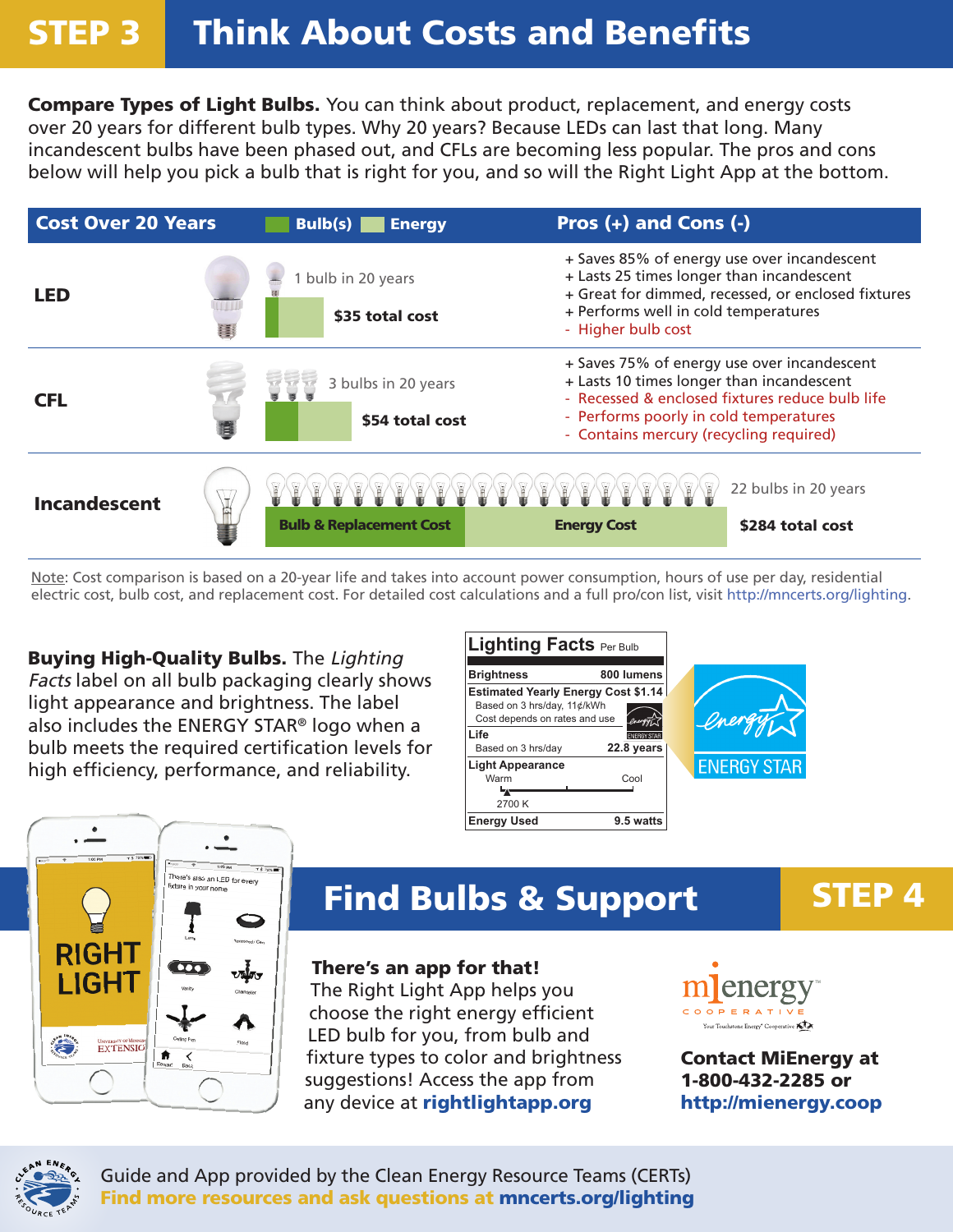# STEP 3 Think About Costs and Benefits

**Compare Types of Light Bulbs.** You can think about product, replacement, and energy costs over 20 years for different bulb types. Why 20 years? Because LEDs can last that long. Many incandescent bulbs have been phased out, and CFLs are becoming less popular. The pros and cons below will help you pick a bulb that is right for you, and so will the Right Light App at the bottom.

| Cost Over 20 Years | Bulb(s) / Energy | Pros (+) and Cons (-) |
|---|---|---|
| **LED** | 1 bulb in 20 years<br>**$35 total cost** | + Saves 85% of energy use over incandescent<br>+ Lasts 25 times longer than incandescent<br>+ Great for dimmed, recessed, or enclosed fixtures<br>+ Performs well in cold temperatures<br>- Higher bulb cost |
| **CFL** | 3 bulbs in 20 years<br>**$54 total cost** | + Saves 75% of energy use over incandescent<br>+ Lasts 10 times longer than incandescent<br>- Recessed & enclosed fixtures reduce bulb life<br>- Performs poorly in cold temperatures<br>- Contains mercury (recycling required) |
| **Incandescent** | Bulb & Replacement Cost / Energy Cost<br>22 bulbs in 20 years<br>**$284 total cost** | |

Note: Cost comparison is based on a 20-year life and takes into account power consumption, hours of use per day, residential electric cost, bulb cost, and replacement cost. For detailed cost calculations and a full pro/con list, visit http://mncerts.org/lighting.

**Buying High-Quality Bulbs.** The *Lighting Facts* label on all bulb packaging clearly shows light appearance and brightness. The label also includes the ENERGY STAR® logo when a bulb meets the required certification levels for high efficiency, performance, and reliability.

**Lighting Facts** Per Bulb

| | |
|---|---|
| Brightness | 800 lumens |
| Estimated Yearly Energy Cost | $1.14 |
| Based on 3 hrs/day, 11¢/kWh<br>Cost depends on rates and use | |
| Life<br>Based on 3 hrs/day | 22.8 years |
| Light Appearance<br>Warm — Cool<br>2700 K | |
| Energy Used | 9.5 watts |

ENERGY STAR

# Find Bulbs & Support STEP 4

**There's an app for that!**
The Right Light App helps you choose the right energy efficient LED bulb for you, from bulb and fixture types to color and brightness suggestions! Access the app from any device at **rightlightapp.org**

mienergy COOPERATIVE
Your Touchstone Energy® Cooperative

**Contact MiEnergy at 1-800-432-2285 or http://mienergy.coop**

Guide and App provided by the Clean Energy Resource Teams (CERTs)
**Find more resources and ask questions at mncerts.org/lighting**